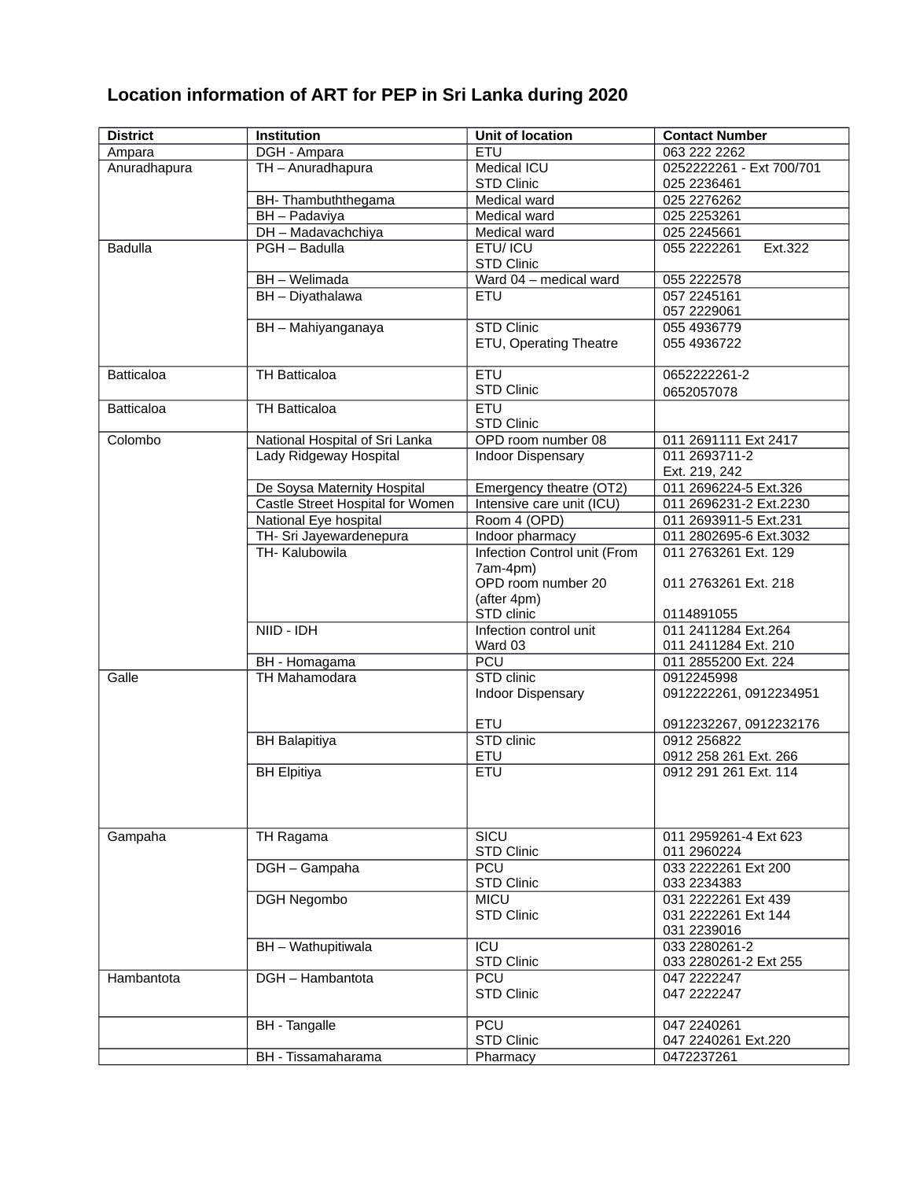## Location information of ART for PEP in Sri Lanka during 2020

| District | Institution | Unit of location | Contact Number |
|---|---|---|---|
| Ampara | DGH - Ampara | ETU | 063 222 2262 |
| Anuradhapura | TH – Anuradhapura | Medical ICU<br>STD Clinic | 0252222261 - Ext 700/701<br>025 2236461 |
| | BH- Thambuththegama | Medical ward | 025 2276262 |
| | BH – Padaviya | Medical ward | 025 2253261 |
| | DH – Madavachchiya | Medical ward | 025 2245661 |
| Badulla | PGH – Badulla | ETU/ ICU<br>STD Clinic | 055 2222261 Ext.322 |
| | BH – Welimada | Ward 04 – medical ward | 055 2222578 |
| | BH – Diyathalawa | ETU | 057 2245161<br>057 2229061 |
| | BH – Mahiyanganaya | STD Clinic<br>ETU, Operating Theatre | 055 4936779<br>055 4936722 |
| Batticaloa | TH Batticaloa | ETU<br>STD Clinic | 0652222261-2<br>0652057078 |
| Batticaloa | TH Batticaloa | ETU<br>STD Clinic | |
| Colombo | National Hospital of Sri Lanka | OPD room number 08 | 011 2691111 Ext 2417 |
| | Lady Ridgeway Hospital | Indoor Dispensary | 011 2693711-2<br>Ext. 219, 242 |
| | De Soysa Maternity Hospital | Emergency theatre (OT2) | 011 2696224-5 Ext.326 |
| | Castle Street Hospital for Women | Intensive care unit (ICU) | 011 2696231-2 Ext.2230 |
| | National Eye hospital | Room 4 (OPD) | 011 2693911-5 Ext.231 |
| | TH- Sri Jayewardenepura | Indoor pharmacy | 011 2802695-6 Ext.3032 |
| | TH- Kalubowila | Infection Control unit (From 7am-4pm)<br>OPD room number 20 (after 4pm)<br>STD clinic | 011 2763261 Ext. 129<br>011 2763261 Ext. 218<br>0114891055 |
| | NIID - IDH | Infection control unit<br>Ward 03 | 011 2411284 Ext.264<br>011 2411284 Ext. 210 |
| | BH - Homagama | PCU | 011 2855200 Ext. 224 |
| Galle | TH Mahamodara | STD clinic<br>Indoor Dispensary<br>ETU | 0912245998<br>0912222261, 0912234951<br>0912232267, 0912232176 |
| | BH Balapitiya | STD clinic<br>ETU | 0912 256822<br>0912 258 261 Ext. 266 |
| | BH Elpitiya | ETU | 0912 291 261 Ext. 114 |
| Gampaha | TH Ragama | SICU<br>STD Clinic | 011 2959261-4 Ext 623<br>011 2960224 |
| | DGH – Gampaha | PCU<br>STD Clinic | 033 2222261 Ext 200<br>033 2234383 |
| | DGH Negombo | MICU<br>STD Clinic | 031 2222261 Ext 439<br>031 2222261 Ext 144<br>031 2239016 |
| | BH – Wathupitiwala | ICU<br>STD Clinic | 033 2280261-2<br>033 2280261-2 Ext 255 |
| Hambantota | DGH – Hambantota | PCU<br>STD Clinic | 047 2222247<br>047 2222247 |
| | BH - Tangalle | PCU<br>STD Clinic | 047 2240261<br>047 2240261 Ext.220 |
| | BH - Tissamaharama | Pharmacy | 0472237261 |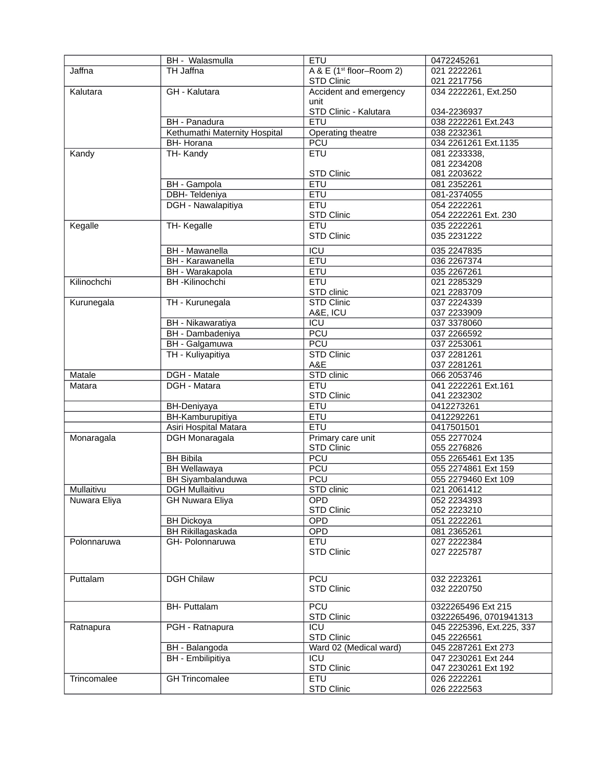| | | | |
|---|---|---|---|
| | BH - Walasmulla | ETU | 0472245261 |
| Jaffna | TH Jaffna | A & E (1st floor–Room 2)<br>STD Clinic | 021 2222261<br>021 2217756 |
| Kalutara | GH - Kalutara | Accident and emergency unit<br>STD Clinic - Kalutara | 034 2222261, Ext.250<br><br>034-2236937 |
| | BH - Panadura | ETU | 038 2222261 Ext.243 |
| | Kethumathi Maternity Hospital | Operating theatre | 038 2232361 |
| | BH- Horana | PCU | 034 2261261 Ext.1135 |
| Kandy | TH- Kandy | ETU<br><br>STD Clinic | 081 2233338,<br>081 2234208<br>081 2203622 |
| | BH - Gampola | ETU | 081 2352261 |
| | DBH- Teldeniya | ETU | 081-2374055 |
| | DGH - Nawalapitiya | ETU<br>STD Clinic | 054 2222261<br>054 2222261 Ext. 230 |
| Kegalle | TH- Kegalle | ETU<br>STD Clinic | 035 2222261<br>035 2231222 |
| | BH - Mawanella | ICU | 035 2247835 |
| | BH - Karawanella | ETU | 036 2267374 |
| | BH - Warakapola | ETU | 035 2267261 |
| Kilinochchi | BH -Kilinochchi | ETU<br>STD clinic | 021 2285329<br>021 2283709 |
| Kurunegala | TH - Kurunegala | STD Clinic<br>A&E, ICU | 037 2224339<br>037 2233909 |
| | BH - Nikawaratiya | ICU | 037 3378060 |
| | BH - Dambadeniya | PCU | 037 2266592 |
| | BH - Galgamuwa | PCU | 037 2253061 |
| | TH - Kuliyapitiya | STD Clinic<br>A&E | 037 2281261<br>037 2281261 |
| Matale | DGH - Matale | STD clinic | 066 2053746 |
| Matara | DGH - Matara | ETU<br>STD Clinic | 041 2222261 Ext.161<br>041 2232302 |
| | BH-Deniyaya | ETU | 0412273261 |
| | BH-Kamburupitiya | ETU | 0412292261 |
| | Asiri Hospital Matara | ETU | 0417501501 |
| Monaragala | DGH Monaragala | Primary care unit<br>STD Clinic | 055 2277024<br>055 2276826 |
| | BH Bibila | PCU | 055 2265461 Ext 135 |
| | BH Wellawaya | PCU | 055 2274861 Ext 159 |
| | BH Siyambalanduwa | PCU | 055 2279460 Ext 109 |
| Mullaitivu | DGH Mullaitivu | STD clinic | 021 2061412 |
| Nuwara Eliya | GH Nuwara Eliya | OPD<br>STD Clinic | 052 2234393<br>052 2223210 |
| | BH Dickoya | OPD | 051 2222261 |
| | BH Rikillagaskada | OPD | 081 2365261 |
| Polonnaruwa | GH- Polonnaruwa | ETU<br>STD Clinic | 027 2222384<br>027 2225787 |
| Puttalam | DGH Chilaw | PCU<br>STD Clinic | 032 2223261<br>032 2220750 |
| | BH- Puttalam | PCU<br>STD Clinic | 0322265496 Ext 215<br>0322265496, 0701941313 |
| Ratnapura | PGH - Ratnapura | ICU<br>STD Clinic | 045 2225396, Ext.225, 337<br>045 2226561 |
| | BH - Balangoda | Ward 02 (Medical ward) | 045 2287261 Ext 273 |
| | BH - Embilipitiya | ICU<br>STD Clinic | 047 2230261 Ext 244<br>047 2230261 Ext 192 |
| Trincomalee | GH Trincomalee | ETU<br>STD Clinic | 026 2222261<br>026 2222563 |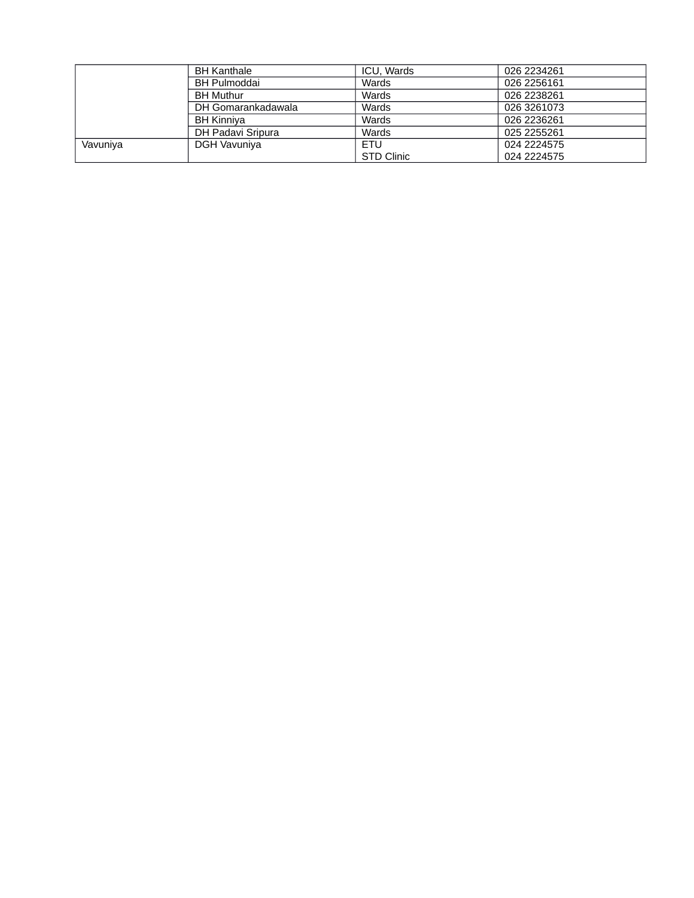| | | | |
|---|---|---|---|
| | BH Kanthale | ICU, Wards | 026 2234261 |
| | BH Pulmoddai | Wards | 026 2256161 |
| | BH Muthur | Wards | 026 2238261 |
| | DH Gomarankadawala | Wards | 026 3261073 |
| | BH Kinniya | Wards | 026 2236261 |
| | DH Padavi Sripura | Wards | 025 2255261 |
| Vavuniya | DGH Vavuniya | ETU<br>STD Clinic | 024 2224575<br>024 2224575 |